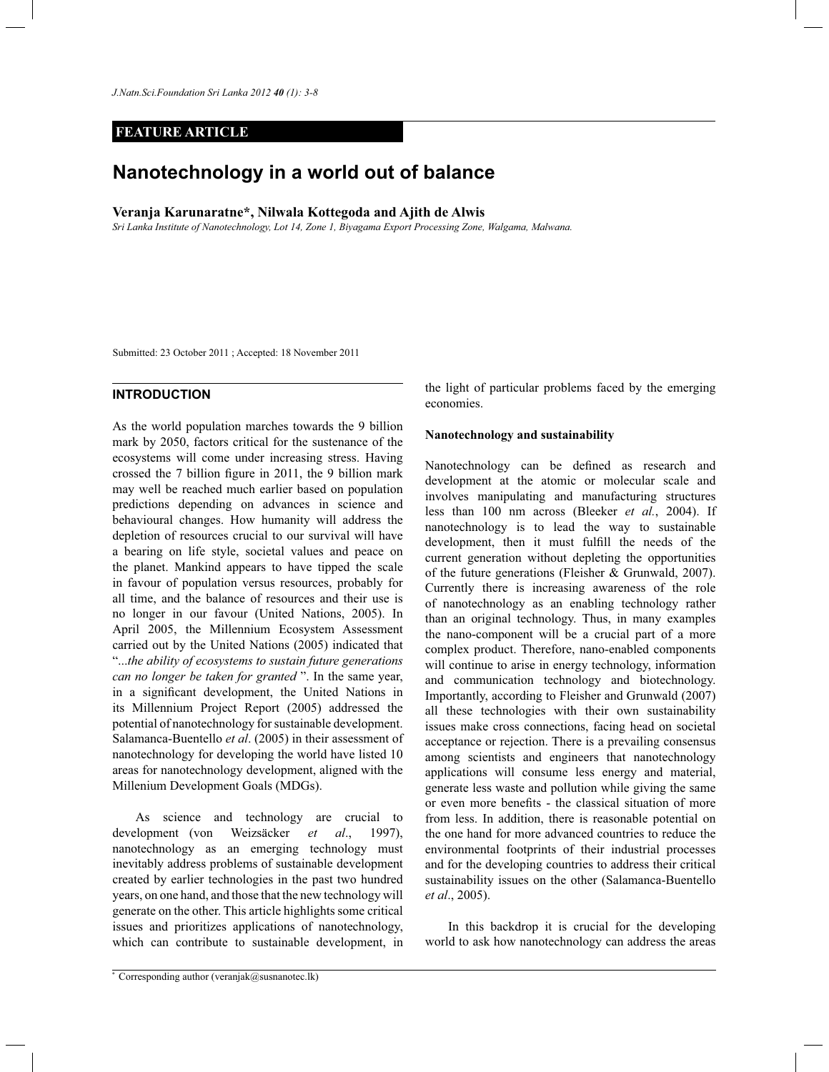**FEATURE ARTICLE**

# Nanotechnology in a world out of balance

**Veranja Karunaratne\*, Nilwala Kottegoda and Ajith de Alwis**

*Sri Lanka Institute of Nanotechnology, Lot 14, Zone 1, Biyagama Export Processing Zone, Walgama, Malwana.*

Submitted: 23 October 2011 ; Accepted: 18 November 2011

## INTRODUCTION

As the world population marches towards the 9 billion mark by 2050, factors critical for the sustenance of the ecosystems will come under increasing stress. Having crossed the 7 billion figure in 2011, the 9 billion mark may well be reached much earlier based on population predictions depending on advances in science and behavioural changes. How humanity will address the depletion of resources crucial to our survival will have a bearing on life style, societal values and peace on the planet. Mankind appears to have tipped the scale in favour of population versus resources, probably for all time, and the balance of resources and their use is no longer in our favour (United Nations, 2005). In April 2005, the Millennium Ecosystem Assessment carried out by the United Nations (2005) indicated that "*...the ability of ecosystems to sustain future generations can no longer be taken for granted* ". In the same year, in a significant development, the United Nations in its Millennium Project Report (2005) addressed the potential of nanotechnology for sustainable development. Salamanca-Buentello *et al*. (2005) in their assessment of nanotechnology for developing the world have listed 10 areas for nanotechnology development, aligned with the Millenium Development Goals (MDGs).

As science and technology are crucial to development (von Weizsäcker *et al*., 1997), nanotechnology as an emerging technology must inevitably address problems of sustainable development created by earlier technologies in the past two hundred years, on one hand, and those that the new technology will generate on the other. This article highlights some critical issues and prioritizes applications of nanotechnology, which can contribute to sustainable development, in the light of particular problems faced by the emerging economies.

**Nanotechnology and sustainability**

Nanotechnology can be defined as research and development at the atomic or molecular scale and involves manipulating and manufacturing structures less than 100 nm across (Bleeker *et al.*, 2004). If nanotechnology is to lead the way to sustainable development, then it must fulfill the needs of the current generation without depleting the opportunities of the future generations (Fleisher & Grunwald, 2007). Currently there is increasing awareness of the role of nanotechnology as an enabling technology rather than an original technology. Thus, in many examples the nano-component will be a crucial part of a more complex product. Therefore, nano-enabled components will continue to arise in energy technology, information and communication technology and biotechnology. Importantly, according to Fleisher and Grunwald (2007) all these technologies with their own sustainability issues make cross connections, facing head on societal acceptance or rejection. There is a prevailing consensus among scientists and engineers that nanotechnology applications will consume less energy and material, generate less waste and pollution while giving the same or even more benefits - the classical situation of more from less. In addition, there is reasonable potential on the one hand for more advanced countries to reduce the environmental footprints of their industrial processes and for the developing countries to address their critical sustainability issues on the other (Salamanca-Buentello *et al*., 2005).

In this backdrop it is crucial for the developing world to ask how nanotechnology can address the areas

\* Corresponding author (veranjak@susnanotec.lk)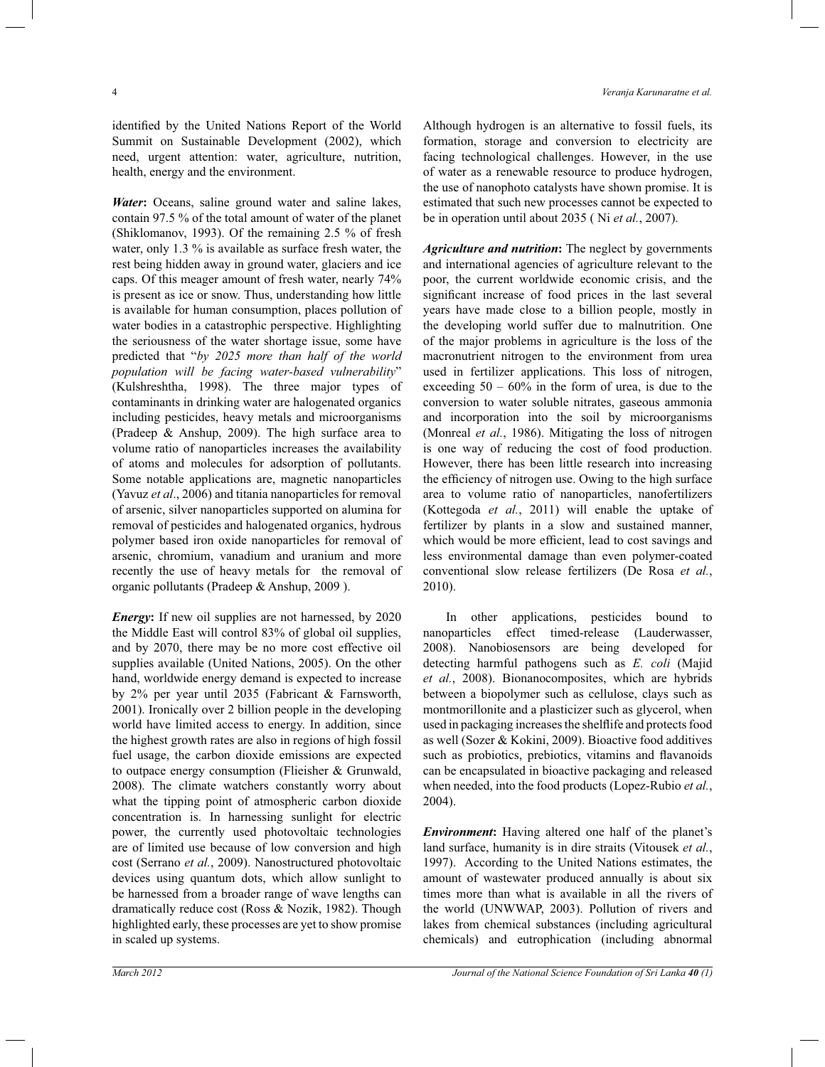identified by the United Nations Report of the World Summit on Sustainable Development (2002), which need, urgent attention: water, agriculture, nutrition, health, energy and the environment.

***Water*:** Oceans, saline ground water and saline lakes, contain 97.5 % of the total amount of water of the planet (Shiklomanov, 1993). Of the remaining 2.5 % of fresh water, only 1.3 % is available as surface fresh water, the rest being hidden away in ground water, glaciers and ice caps. Of this meager amount of fresh water, nearly 74% is present as ice or snow. Thus, understanding how little is available for human consumption, places pollution of water bodies in a catastrophic perspective. Highlighting the seriousness of the water shortage issue, some have predicted that "*by 2025 more than half of the world population will be facing water-based vulnerability*" (Kulshreshtha, 1998). The three major types of contaminants in drinking water are halogenated organics including pesticides, heavy metals and microorganisms (Pradeep & Anshup, 2009). The high surface area to volume ratio of nanoparticles increases the availability of atoms and molecules for adsorption of pollutants. Some notable applications are, magnetic nanoparticles (Yavuz *et al*., 2006) and titania nanoparticles for removal of arsenic, silver nanoparticles supported on alumina for removal of pesticides and halogenated organics, hydrous polymer based iron oxide nanoparticles for removal of arsenic, chromium, vanadium and uranium and more recently the use of heavy metals for the removal of organic pollutants (Pradeep & Anshup, 2009 ).

***Energy*:** If new oil supplies are not harnessed, by 2020 the Middle East will control 83% of global oil supplies, and by 2070, there may be no more cost effective oil supplies available (United Nations, 2005). On the other hand, worldwide energy demand is expected to increase by 2% per year until 2035 (Fabricant & Farnsworth, 2001). Ironically over 2 billion people in the developing world have limited access to energy. In addition, since the highest growth rates are also in regions of high fossil fuel usage, the carbon dioxide emissions are expected to outpace energy consumption (Flieisher & Grunwald, 2008). The climate watchers constantly worry about what the tipping point of atmospheric carbon dioxide concentration is. In harnessing sunlight for electric power, the currently used photovoltaic technologies are of limited use because of low conversion and high cost (Serrano *et al.*, 2009). Nanostructured photovoltaic devices using quantum dots, which allow sunlight to be harnessed from a broader range of wave lengths can dramatically reduce cost (Ross & Nozik, 1982). Though highlighted early, these processes are yet to show promise in scaled up systems.

Although hydrogen is an alternative to fossil fuels, its formation, storage and conversion to electricity are facing technological challenges. However, in the use of water as a renewable resource to produce hydrogen, the use of nanophoto catalysts have shown promise. It is estimated that such new processes cannot be expected to be in operation until about 2035 ( Ni *et al.*, 2007).

***Agriculture and nutrition*:** The neglect by governments and international agencies of agriculture relevant to the poor, the current worldwide economic crisis, and the significant increase of food prices in the last several years have made close to a billion people, mostly in the developing world suffer due to malnutrition. One of the major problems in agriculture is the loss of the macronutrient nitrogen to the environment from urea used in fertilizer applications. This loss of nitrogen, exceeding 50 – 60% in the form of urea, is due to the conversion to water soluble nitrates, gaseous ammonia and incorporation into the soil by microorganisms (Monreal *et al.*, 1986). Mitigating the loss of nitrogen is one way of reducing the cost of food production. However, there has been little research into increasing the efficiency of nitrogen use. Owing to the high surface area to volume ratio of nanoparticles, nanofertilizers (Kottegoda *et al.*, 2011) will enable the uptake of fertilizer by plants in a slow and sustained manner, which would be more efficient, lead to cost savings and less environmental damage than even polymer-coated conventional slow release fertilizers (De Rosa *et al.*, 2010).

In other applications, pesticides bound to nanoparticles effect timed-release (Lauderwasser, 2008). Nanobiosensors are being developed for detecting harmful pathogens such as *E. coli* (Majid *et al.*, 2008). Bionanocomposites, which are hybrids between a biopolymer such as cellulose, clays such as montmorillonite and a plasticizer such as glycerol, when used in packaging increases the shelflife and protects food as well (Sozer & Kokini, 2009). Bioactive food additives such as probiotics, prebiotics, vitamins and flavanoids can be encapsulated in bioactive packaging and released when needed, into the food products (Lopez-Rubio *et al.*, 2004).

***Environment*:** Having altered one half of the planet's land surface, humanity is in dire straits (Vitousek *et al.*, 1997). According to the United Nations estimates, the amount of wastewater produced annually is about six times more than what is available in all the rivers of the world (UNWWAP, 2003). Pollution of rivers and lakes from chemical substances (including agricultural chemicals) and eutrophication (including abnormal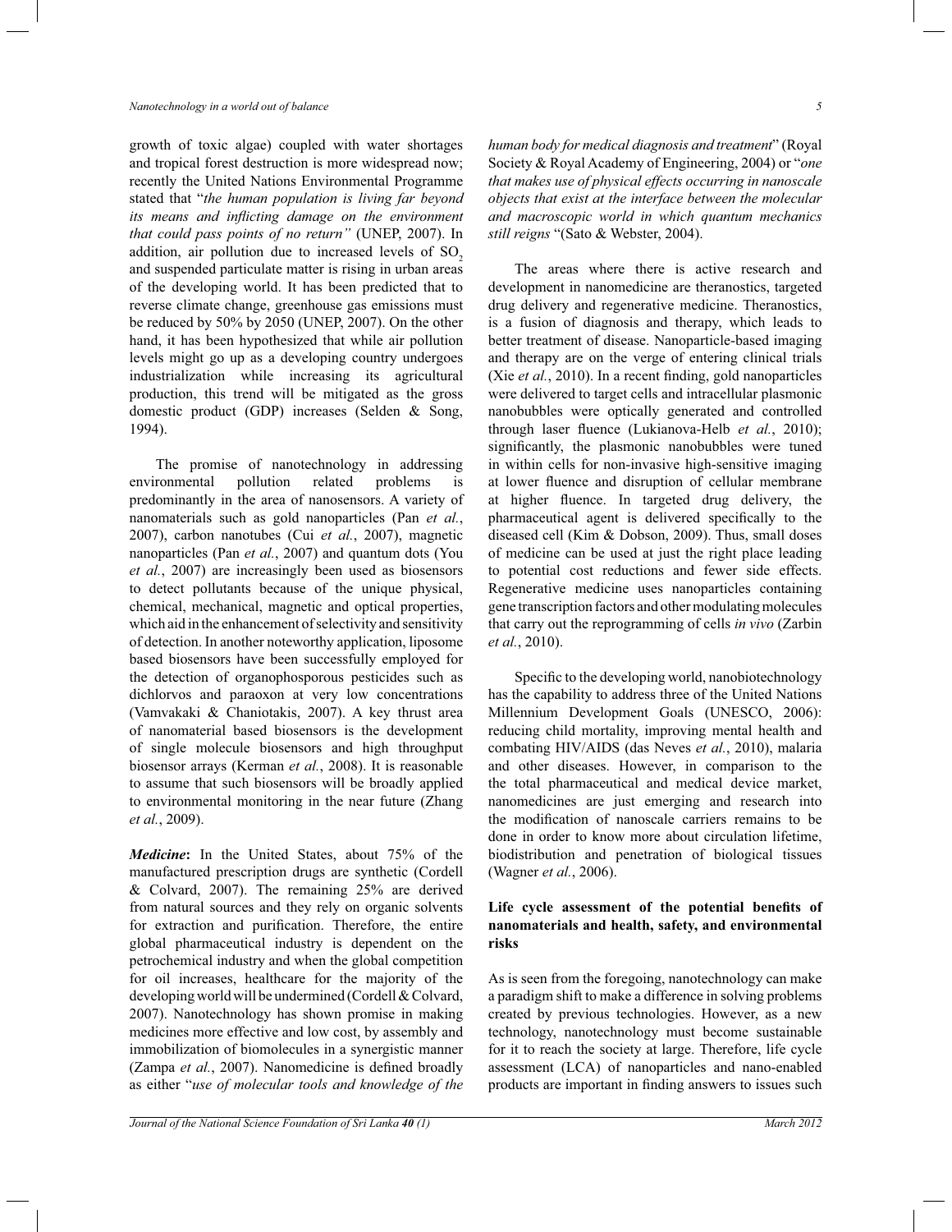growth of toxic algae) coupled with water shortages and tropical forest destruction is more widespread now; recently the United Nations Environmental Programme stated that "*the human population is living far beyond its means and inflicting damage on the environment that could pass points of no return"* (UNEP, 2007). In addition, air pollution due to increased levels of $SO_2$ and suspended particulate matter is rising in urban areas of the developing world. It has been predicted that to reverse climate change, greenhouse gas emissions must be reduced by 50% by 2050 (UNEP, 2007). On the other hand, it has been hypothesized that while air pollution levels might go up as a developing country undergoes industrialization while increasing its agricultural production, this trend will be mitigated as the gross domestic product (GDP) increases (Selden & Song, 1994).

The promise of nanotechnology in addressing environmental pollution related problems is predominantly in the area of nanosensors. A variety of nanomaterials such as gold nanoparticles (Pan *et al.*, 2007), carbon nanotubes (Cui *et al.*, 2007), magnetic nanoparticles (Pan *et al.*, 2007) and quantum dots (You *et al.*, 2007) are increasingly been used as biosensors to detect pollutants because of the unique physical, chemical, mechanical, magnetic and optical properties, which aid in the enhancement of selectivity and sensitivity of detection. In another noteworthy application, liposome based biosensors have been successfully employed for the detection of organophosporous pesticides such as dichlorvos and paraoxon at very low concentrations (Vamvakaki & Chaniotakis, 2007). A key thrust area of nanomaterial based biosensors is the development of single molecule biosensors and high throughput biosensor arrays (Kerman *et al.*, 2008). It is reasonable to assume that such biosensors will be broadly applied to environmental monitoring in the near future (Zhang *et al.*, 2009).

***Medicine*:** In the United States, about 75% of the manufactured prescription drugs are synthetic (Cordell & Colvard, 2007). The remaining 25% are derived from natural sources and they rely on organic solvents for extraction and purification. Therefore, the entire global pharmaceutical industry is dependent on the petrochemical industry and when the global competition for oil increases, healthcare for the majority of the developing world will be undermined (Cordell & Colvard, 2007). Nanotechnology has shown promise in making medicines more effective and low cost, by assembly and immobilization of biomolecules in a synergistic manner (Zampa *et al.*, 2007). Nanomedicine is defined broadly as either "*use of molecular tools and knowledge of the human body for medical diagnosis and treatment*" (Royal Society & Royal Academy of Engineering, 2004) or "*one that makes use of physical effects occurring in nanoscale objects that exist at the interface between the molecular and macroscopic world in which quantum mechanics still reigns* "(Sato & Webster, 2004).

The areas where there is active research and development in nanomedicine are theranostics, targeted drug delivery and regenerative medicine. Theranostics, is a fusion of diagnosis and therapy, which leads to better treatment of disease. Nanoparticle-based imaging and therapy are on the verge of entering clinical trials (Xie *et al.*, 2010). In a recent finding, gold nanoparticles were delivered to target cells and intracellular plasmonic nanobubbles were optically generated and controlled through laser fluence (Lukianova-Helb *et al.*, 2010); significantly, the plasmonic nanobubbles were tuned in within cells for non-invasive high-sensitive imaging at lower fluence and disruption of cellular membrane at higher fluence. In targeted drug delivery, the pharmaceutical agent is delivered specifically to the diseased cell (Kim & Dobson, 2009). Thus, small doses of medicine can be used at just the right place leading to potential cost reductions and fewer side effects. Regenerative medicine uses nanoparticles containing gene transcription factors and other modulating molecules that carry out the reprogramming of cells *in vivo* (Zarbin *et al.*, 2010).

Specific to the developing world, nanobiotechnology has the capability to address three of the United Nations Millennium Development Goals (UNESCO, 2006): reducing child mortality, improving mental health and combating HIV/AIDS (das Neves *et al.*, 2010), malaria and other diseases. However, in comparison to the the total pharmaceutical and medical device market, nanomedicines are just emerging and research into the modification of nanoscale carriers remains to be done in order to know more about circulation lifetime, biodistribution and penetration of biological tissues (Wagner *et al.*, 2006).

## Life cycle assessment of the potential benefits of nanomaterials and health, safety, and environmental risks

As is seen from the foregoing, nanotechnology can make a paradigm shift to make a difference in solving problems created by previous technologies. However, as a new technology, nanotechnology must become sustainable for it to reach the society at large. Therefore, life cycle assessment (LCA) of nanoparticles and nano-enabled products are important in finding answers to issues such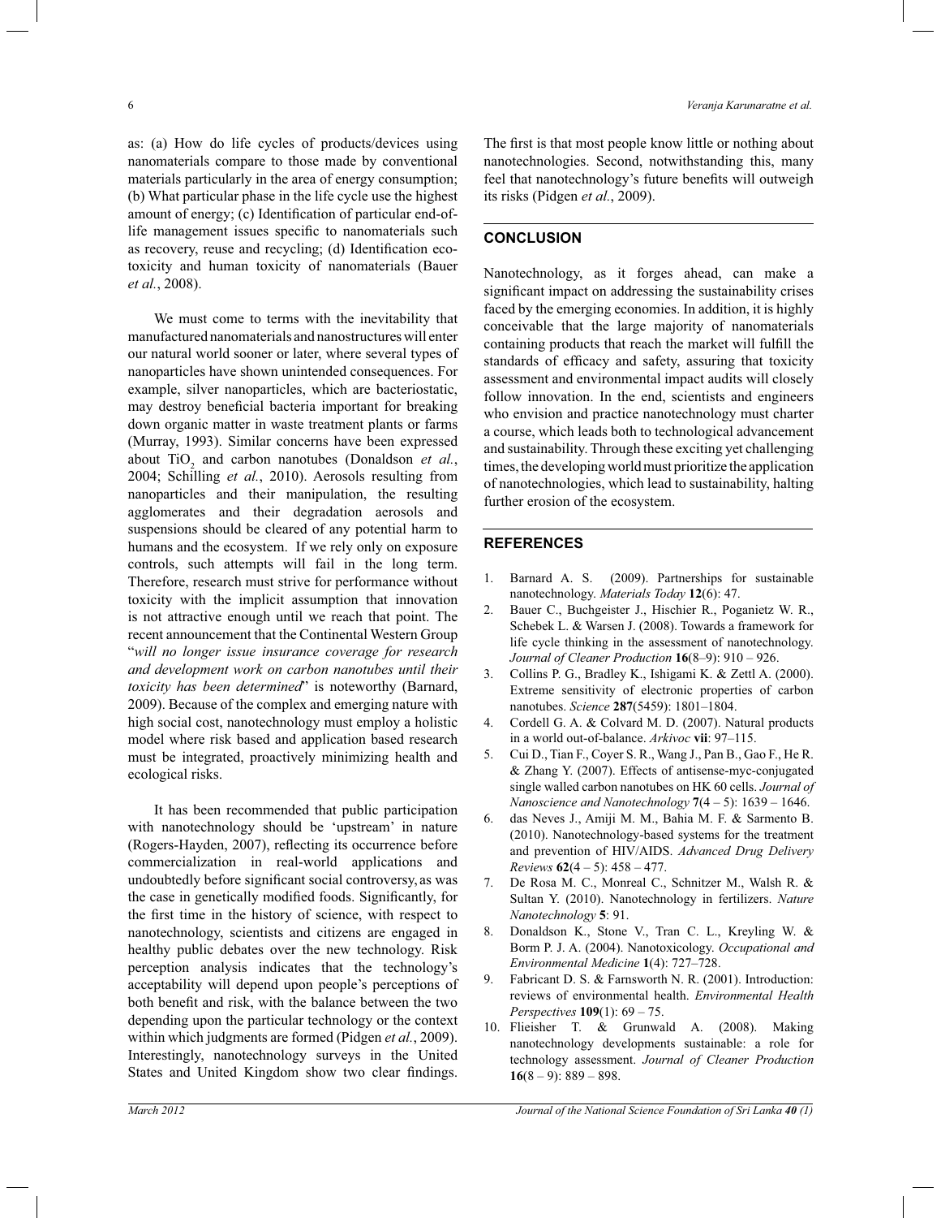as: (a) How do life cycles of products/devices using nanomaterials compare to those made by conventional materials particularly in the area of energy consumption; (b) What particular phase in the life cycle use the highest amount of energy; (c) Identification of particular end-of-life management issues specific to nanomaterials such as recovery, reuse and recycling; (d) Identification eco-toxicity and human toxicity of nanomaterials (Bauer *et al.*, 2008).

We must come to terms with the inevitability that manufactured nanomaterials and nanostructures will enter our natural world sooner or later, where several types of nanoparticles have shown unintended consequences. For example, silver nanoparticles, which are bacteriostatic, may destroy beneficial bacteria important for breaking down organic matter in waste treatment plants or farms (Murray, 1993). Similar concerns have been expressed about $TiO_2$ and carbon nanotubes (Donaldson *et al.*, 2004; Schilling *et al.*, 2010). Aerosols resulting from nanoparticles and their manipulation, the resulting agglomerates and their degradation aerosols and suspensions should be cleared of any potential harm to humans and the ecosystem. If we rely only on exposure controls, such attempts will fail in the long term. Therefore, research must strive for performance without toxicity with the implicit assumption that innovation is not attractive enough until we reach that point. The recent announcement that the Continental Western Group "*will no longer issue insurance coverage for research and development work on carbon nanotubes until their toxicity has been determined*" is noteworthy (Barnard, 2009). Because of the complex and emerging nature with high social cost, nanotechnology must employ a holistic model where risk based and application based research must be integrated, proactively minimizing health and ecological risks.

It has been recommended that public participation with nanotechnology should be 'upstream' in nature (Rogers-Hayden, 2007), reflecting its occurrence before commercialization in real-world applications and undoubtedly before significant social controversy, as was the case in genetically modified foods. Significantly, for the first time in the history of science, with respect to nanotechnology, scientists and citizens are engaged in healthy public debates over the new technology. Risk perception analysis indicates that the technology's acceptability will depend upon people's perceptions of both benefit and risk, with the balance between the two depending upon the particular technology or the context within which judgments are formed (Pidgen *et al.*, 2009). Interestingly, nanotechnology surveys in the United States and United Kingdom show two clear findings. The first is that most people know little or nothing about nanotechnologies. Second, notwithstanding this, many feel that nanotechnology's future benefits will outweigh its risks (Pidgen *et al.*, 2009).

## CONCLUSION

Nanotechnology, as it forges ahead, can make a significant impact on addressing the sustainability crises faced by the emerging economies. In addition, it is highly conceivable that the large majority of nanomaterials containing products that reach the market will fulfill the standards of efficacy and safety, assuring that toxicity assessment and environmental impact audits will closely follow innovation. In the end, scientists and engineers who envision and practice nanotechnology must charter a course, which leads both to technological advancement and sustainability. Through these exciting yet challenging times, the developing world must prioritize the application of nanotechnologies, which lead to sustainability, halting further erosion of the ecosystem.

## REFERENCES

1. Barnard A. S. (2009). Partnerships for sustainable nanotechnology. *Materials Today* **12**(6): 47.
2. Bauer C., Buchgeister J., Hischier R., Poganietz W. R., Schebek L. & Warsen J. (2008). Towards a framework for life cycle thinking in the assessment of nanotechnology. *Journal of Cleaner Production* **16**(8–9): 910 – 926.
3. Collins P. G., Bradley K., Ishigami K. & Zettl A. (2000). Extreme sensitivity of electronic properties of carbon nanotubes. *Science* **287**(5459): 1801–1804.
4. Cordell G. A. & Colvard M. D. (2007). Natural products in a world out-of-balance. *Arkivoc* **vii**: 97–115.
5. Cui D., Tian F., Coyer S. R., Wang J., Pan B., Gao F., He R. & Zhang Y. (2007). Effects of antisense-myc-conjugated single walled carbon nanotubes on HK 60 cells. *Journal of Nanoscience and Nanotechnology* **7**(4 – 5): 1639 – 1646.
6. das Neves J., Amiji M. M., Bahia M. F. & Sarmento B. (2010). Nanotechnology-based systems for the treatment and prevention of HIV/AIDS. *Advanced Drug Delivery Reviews* **62**(4 – 5): 458 – 477.
7. De Rosa M. C., Monreal C., Schnitzer M., Walsh R. & Sultan Y. (2010). Nanotechnology in fertilizers. *Nature Nanotechnology* **5**: 91.
8. Donaldson K., Stone V., Tran C. L., Kreyling W. & Borm P. J. A. (2004). Nanotoxicology. *Occupational and Environmental Medicine* **1**(4): 727–728.
9. Fabricant D. S. & Farnsworth N. R. (2001). Introduction: reviews of environmental health. *Environmental Health Perspectives* **109**(1): 69 – 75.
10. Flieisher T. & Grunwald A. (2008). Making nanotechnology developments sustainable: a role for technology assessment. *Journal of Cleaner Production* **16**(8 – 9): 889 – 898.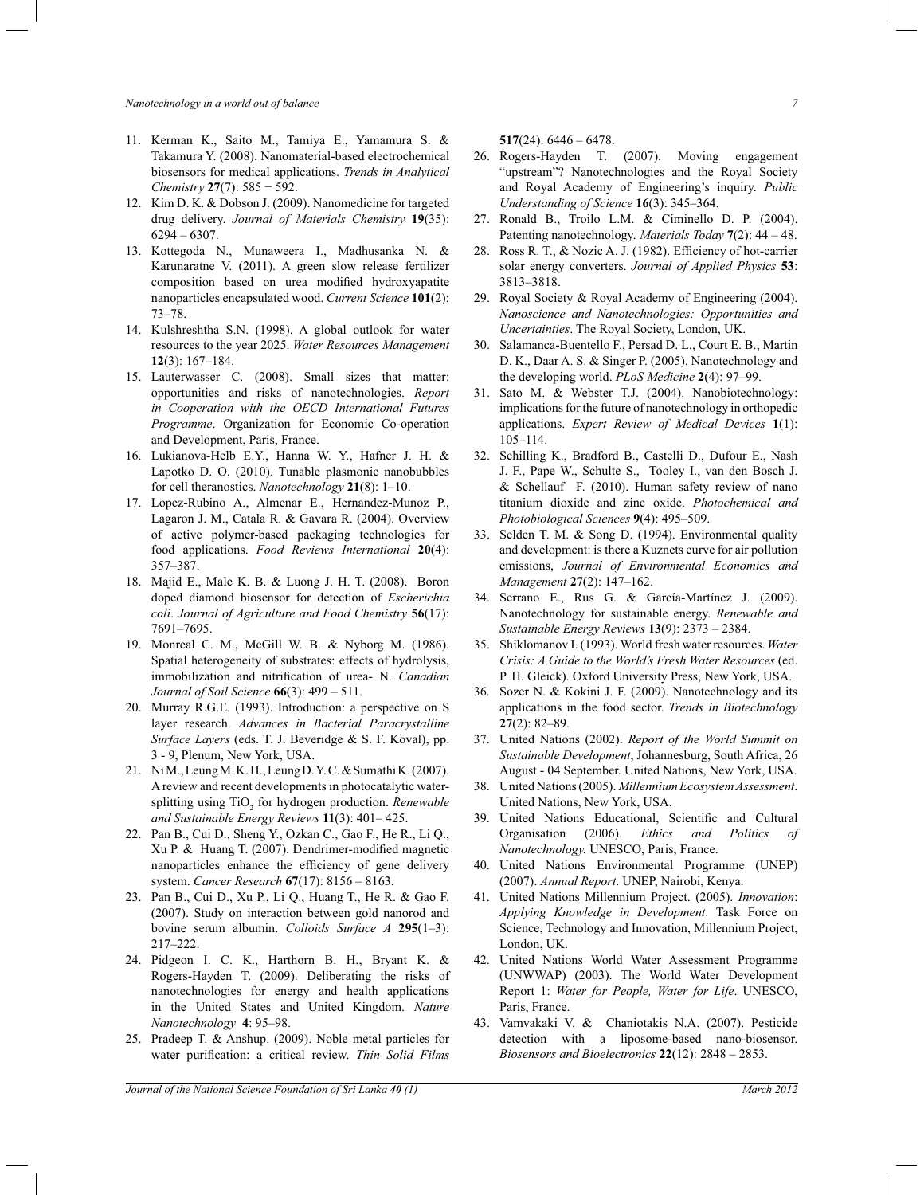11. Kerman K., Saito M., Tamiya E., Yamamura S. & Takamura Y. (2008). Nanomaterial-based electrochemical biosensors for medical applications. *Trends in Analytical Chemistry* **27**(7): 585 − 592.
12. Kim D. K. & Dobson J. (2009). Nanomedicine for targeted drug delivery. *Journal of Materials Chemistry* **19**(35): 6294 – 6307.
13. Kottegoda N., Munaweera I., Madhusanka N. & Karunaratne V. (2011). A green slow release fertilizer composition based on urea modified hydroxyapatite nanoparticles encapsulated wood. *Current Science* **101**(2): 73–78.
14. Kulshreshtha S.N. (1998). A global outlook for water resources to the year 2025. *Water Resources Management* **12**(3): 167–184.
15. Lauterwasser C. (2008). Small sizes that matter: opportunities and risks of nanotechnologies. *Report in Cooperation with the OECD International Futures Programme*. Organization for Economic Co-operation and Development, Paris, France.
16. Lukianova-Helb E.Y., Hanna W. Y., Hafner J. H. & Lapotko D. O. (2010). Tunable plasmonic nanobubbles for cell theranostics. *Nanotechnology* **21**(8): 1–10.
17. Lopez-Rubino A., Almenar E., Hernandez-Munoz P., Lagaron J. M., Catala R. & Gavara R. (2004). Overview of active polymer-based packaging technologies for food applications. *Food Reviews International* **20**(4): 357–387.
18. Majid E., Male K. B. & Luong J. H. T. (2008). Boron doped diamond biosensor for detection of *Escherichia coli*. *Journal of Agriculture and Food Chemistry* **56**(17): 7691–7695.
19. Monreal C. M., McGill W. B. & Nyborg M. (1986). Spatial heterogeneity of substrates: effects of hydrolysis, immobilization and nitrification of urea- N. *Canadian Journal of Soil Science* **66**(3): 499 – 511.
20. Murray R.G.E. (1993). Introduction: a perspective on S layer research. *Advances in Bacterial Paracrystalline Surface Layers* (eds. T. J. Beveridge & S. F. Koval), pp. 3 - 9, Plenum, New York, USA.
21. Ni M., Leung M. K. H., Leung D. Y. C. & Sumathi K. (2007). A review and recent developments in photocatalytic water-splitting using $TiO_2$ for hydrogen production. *Renewable and Sustainable Energy Reviews* **11**(3): 401– 425.
22. Pan B., Cui D., Sheng Y., Ozkan C., Gao F., He R., Li Q., Xu P. & Huang T. (2007). Dendrimer-modified magnetic nanoparticles enhance the efficiency of gene delivery system. *Cancer Research* **67**(17): 8156 – 8163.
23. Pan B., Cui D., Xu P., Li Q., Huang T., He R. & Gao F. (2007). Study on interaction between gold nanorod and bovine serum albumin. *Colloids Surface A* **295**(1–3): 217–222.
24. Pidgeon I. C. K., Harthorn B. H., Bryant K. & Rogers-Hayden T. (2009). Deliberating the risks of nanotechnologies for energy and health applications in the United States and United Kingdom. *Nature Nanotechnology* **4**: 95–98.
25. Pradeep T. & Anshup. (2009). Noble metal particles for water purification: a critical review. *Thin Solid Films* **517**(24): 6446 – 6478.
26. Rogers-Hayden T. (2007). Moving engagement "upstream"? Nanotechnologies and the Royal Society and Royal Academy of Engineering's inquiry. *Public Understanding of Science* **16**(3): 345–364.
27. Ronald B., Troilo L.M. & Ciminello D. P. (2004). Patenting nanotechnology. *Materials Today* **7**(2): 44 – 48.
28. Ross R. T., & Nozic A. J. (1982). Efficiency of hot-carrier solar energy converters. *Journal of Applied Physics* **53**: 3813–3818.
29. Royal Society & Royal Academy of Engineering (2004). *Nanoscience and Nanotechnologies: Opportunities and Uncertainties*. The Royal Society, London, UK.
30. Salamanca-Buentello F., Persad D. L., Court E. B., Martin D. K., Daar A. S. & Singer P. (2005). Nanotechnology and the developing world. *PLoS Medicine* **2**(4): 97–99.
31. Sato M. & Webster T.J. (2004). Nanobiotechnology: implications for the future of nanotechnology in orthopedic applications. *Expert Review of Medical Devices* **1**(1): 105–114.
32. Schilling K., Bradford B., Castelli D., Dufour E., Nash J. F., Pape W., Schulte S., Tooley I., van den Bosch J. & Schellauf F. (2010). Human safety review of nano titanium dioxide and zinc oxide. *Photochemical and Photobiological Sciences* **9**(4): 495–509.
33. Selden T. M. & Song D. (1994). Environmental quality and development: is there a Kuznets curve for air pollution emissions, *Journal of Environmental Economics and Management* **27**(2): 147–162.
34. Serrano E., Rus G. & García-Martínez J. (2009). Nanotechnology for sustainable energy. *Renewable and Sustainable Energy Reviews* **13**(9): 2373 – 2384.
35. Shiklomanov I. (1993). World fresh water resources. *Water Crisis: A Guide to the World's Fresh Water Resources* (ed. P. H. Gleick). Oxford University Press, New York, USA.
36. Sozer N. & Kokini J. F. (2009). Nanotechnology and its applications in the food sector. *Trends in Biotechnology* **27**(2): 82–89.
37. United Nations (2002). *Report of the World Summit on Sustainable Development*, Johannesburg, South Africa, 26 August - 04 September. United Nations, New York, USA.
38. United Nations (2005). *Millennium Ecosystem Assessment*. United Nations, New York, USA.
39. United Nations Educational, Scientific and Cultural Organisation (2006). *Ethics and Politics of Nanotechnology.* UNESCO, Paris, France.
40. United Nations Environmental Programme (UNEP) (2007). *Annual Report*. UNEP, Nairobi, Kenya.
41. United Nations Millennium Project. (2005). *Innovation*: *Applying Knowledge in Development*. Task Force on Science, Technology and Innovation, Millennium Project, London, UK.
42. United Nations World Water Assessment Programme (UNWWAP) (2003). The World Water Development Report 1: *Water for People, Water for Life*. UNESCO, Paris, France.
43. Vamvakaki V. & Chaniotakis N.A. (2007). Pesticide detection with a liposome-based nano-biosensor. *Biosensors and Bioelectronics* **22**(12): 2848 – 2853.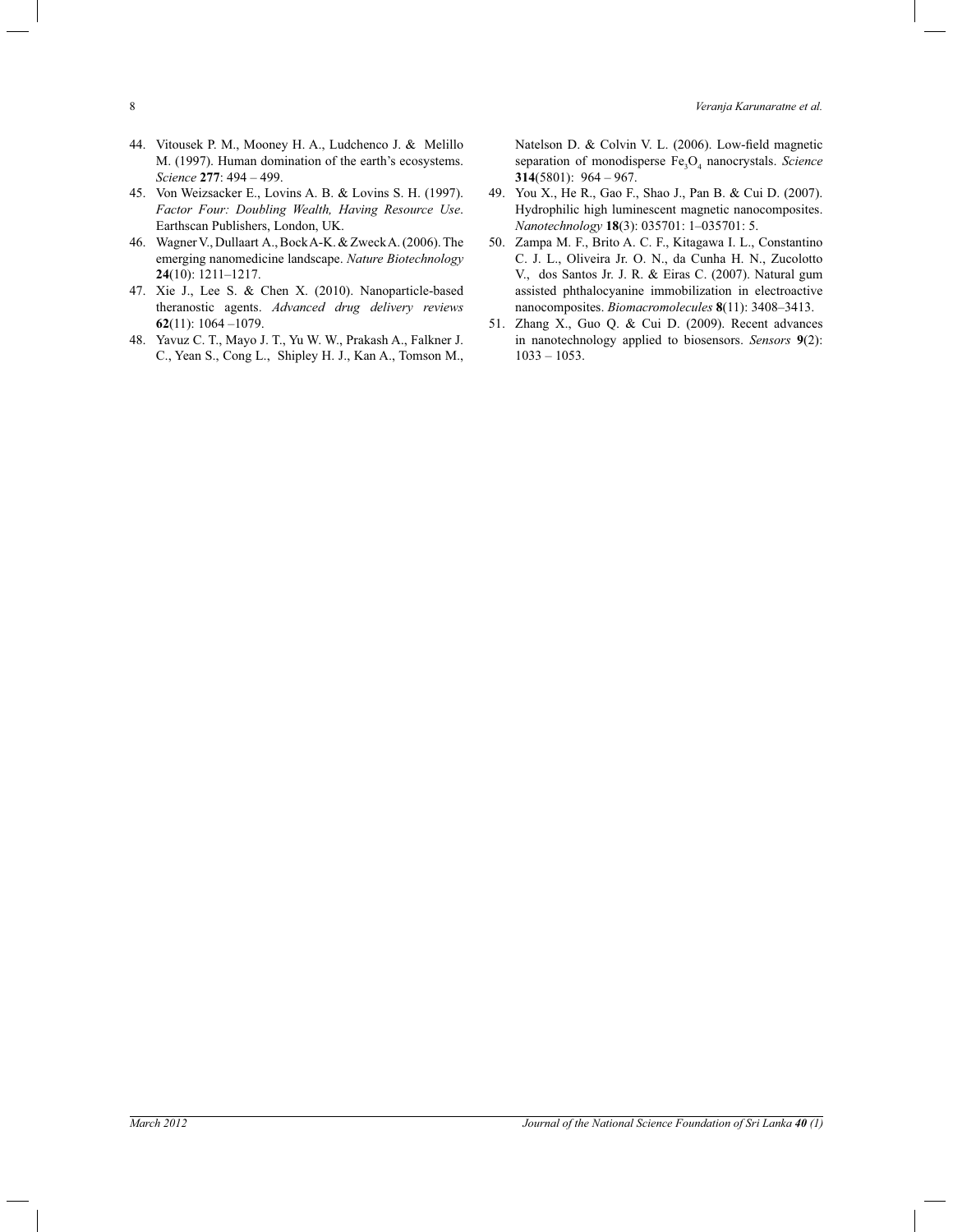44. Vitousek P. M., Mooney H. A., Ludchenco J. & Melillo M. (1997). Human domination of the earth's ecosystems. *Science* **277**: 494 – 499.
45. Von Weizsacker E., Lovins A. B. & Lovins S. H. (1997). *Factor Four: Doubling Wealth, Having Resource Use*. Earthscan Publishers, London, UK.
46. Wagner V., Dullaart A., Bock A-K. & Zweck A. (2006). The emerging nanomedicine landscape. *Nature Biotechnology* **24**(10): 1211–1217.
47. Xie J., Lee S. & Chen X. (2010). Nanoparticle-based theranostic agents. *Advanced drug delivery reviews* **62**(11): 1064 –1079.
48. Yavuz C. T., Mayo J. T., Yu W. W., Prakash A., Falkner J. C., Yean S., Cong L., Shipley H. J., Kan A., Tomson M., Natelson D. & Colvin V. L. (2006). Low-field magnetic separation of monodisperse $Fe_3O_4$ nanocrystals. *Science* **314**(5801): 964 – 967.
49. You X., He R., Gao F., Shao J., Pan B. & Cui D. (2007). Hydrophilic high luminescent magnetic nanocomposites. *Nanotechnology* **18**(3): 035701: 1–035701: 5.
50. Zampa M. F., Brito A. C. F., Kitagawa I. L., Constantino C. J. L., Oliveira Jr. O. N., da Cunha H. N., Zucolotto V., dos Santos Jr. J. R. & Eiras C. (2007). Natural gum assisted phthalocyanine immobilization in electroactive nanocomposites. *Biomacromolecules* **8**(11): 3408–3413.
51. Zhang X., Guo Q. & Cui D. (2009). Recent advances in nanotechnology applied to biosensors. *Sensors* **9**(2): 1033 – 1053.